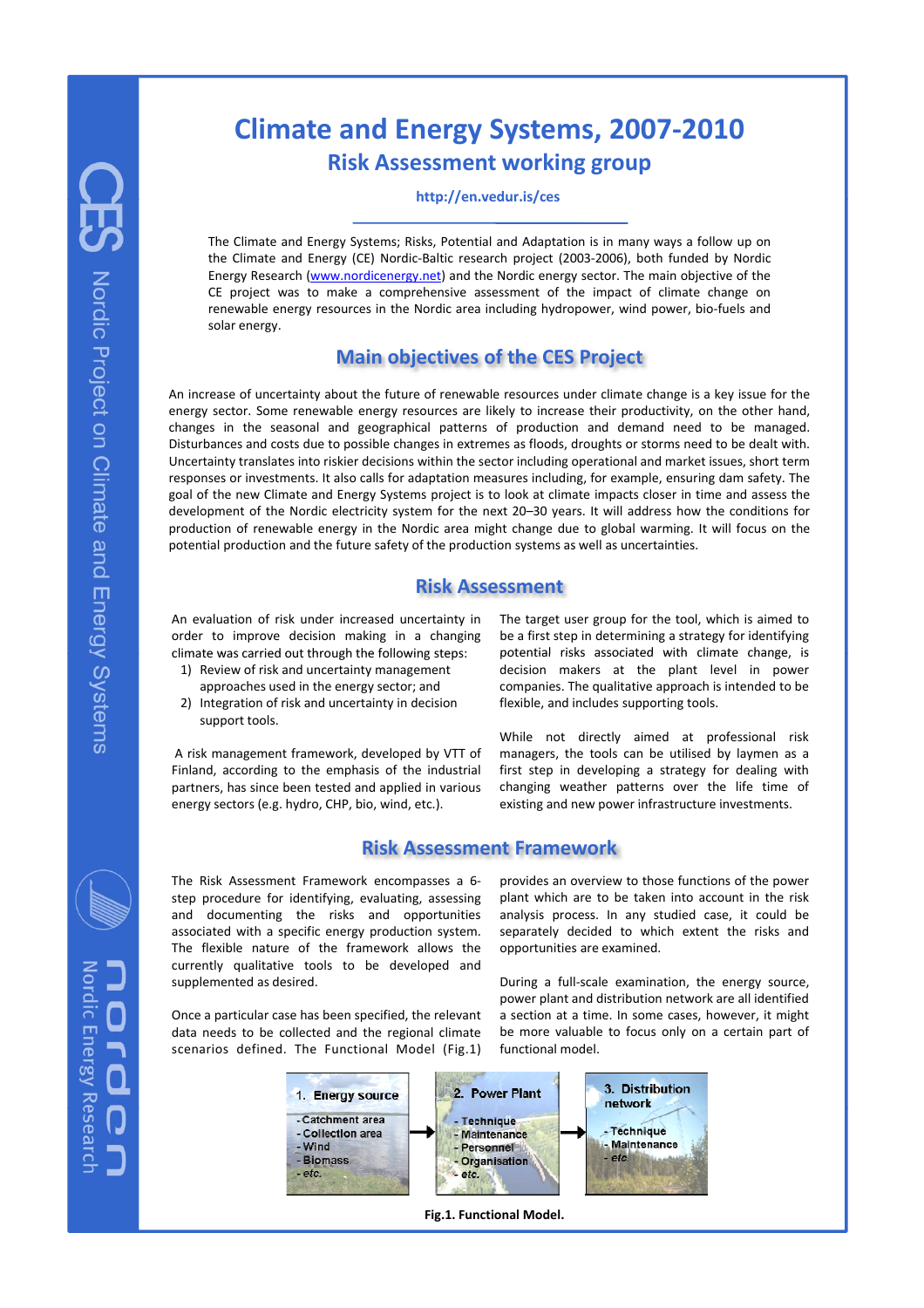# Climate and Energy Systems, 2007-2010

## Risk Assessment working group

http://en.vedur.is/ces

The Climate and Energy Systems; Risks, Potential and Adaptation is in many ways a follow up on the Climate and Energy (CE) Nordic-Baltic research project (2003-2006), both funded by Nordic Energy Research (www.nordicenergy.net) and the Nordic energy sector. The main objective of the CE project was to make a comprehensive assessment of the impact of climate change on renewable energy resources in the Nordic area including hydropower, wind power, bio-fuels and solar energy.

## Main objectives of the CES Project

An increase of uncertainty about the future of renewable resources under climate change is a key issue for the energy sector. Some renewable energy resources are likely to increase their productivity, on the other hand, changes in the seasonal and geographical patterns of production and demand need to be managed. Disturbances and costs due to possible changes in extremes as floods, droughts or storms need to be dealt with. Uncertainty translates into riskier decisions within the sector including operational and market issues, short term responses or investments. It also calls for adaptation measures including, for example, ensuring dam safety. The goal of the new Climate and Energy Systems project is to look at climate impacts closer in time and assess the development of the Nordic electricity system for the next 20–30 years. It will address how the conditions for production of renewable energy in the Nordic area might change due to global warming. It will focus on the potential production and the future safety of the production systems as well as uncertainties.

## Risk Assessment

An evaluation of risk under increased uncertainty in order to improve decision making in a changing climate was carried out through the following steps:

1) Review of risk and uncertainty management approaches used in the energy sector; and
2) Integration of risk and uncertainty in decision support tools.

A risk management framework, developed by VTT of Finland, according to the emphasis of the industrial partners, has since been tested and applied in various energy sectors (e.g. hydro, CHP, bio, wind, etc.).

The target user group for the tool, which is aimed to be a first step in determining a strategy for identifying potential risks associated with climate change, is decision makers at the plant level in power companies. The qualitative approach is intended to be flexible, and includes supporting tools.

While not directly aimed at professional risk managers, the tools can be utilised by laymen as a first step in developing a strategy for dealing with changing weather patterns over the life time of existing and new power infrastructure investments.

## Risk Assessment Framework

The Risk Assessment Framework encompasses a 6-step procedure for identifying, evaluating, assessing and documenting the risks and opportunities associated with a specific energy production system. The flexible nature of the framework allows the currently qualitative tools to be developed and supplemented as desired.

Once a particular case has been specified, the relevant data needs to be collected and the regional climate scenarios defined. The Functional Model (Fig.1) provides an overview to those functions of the power plant which are to be taken into account in the risk analysis process. In any studied case, it could be separately decided to which extent the risks and opportunities are examined.

During a full-scale examination, the energy source, power plant and distribution network are all identified a section at a time. In some cases, however, it might be more valuable to focus only on a certain part of functional model.

1. **Energy source**
   - Catchment area
   - Collection area
   - Wind
   - Biomass
   - etc.

→

2. **Power Plant**
   - Technique
   - Maintenance
   - Personnel
   - Organisation
   - etc.

→

3. **Distribution network**
   - Technique
   - Maintenance
   - etc.

**Fig.1. Functional Model.**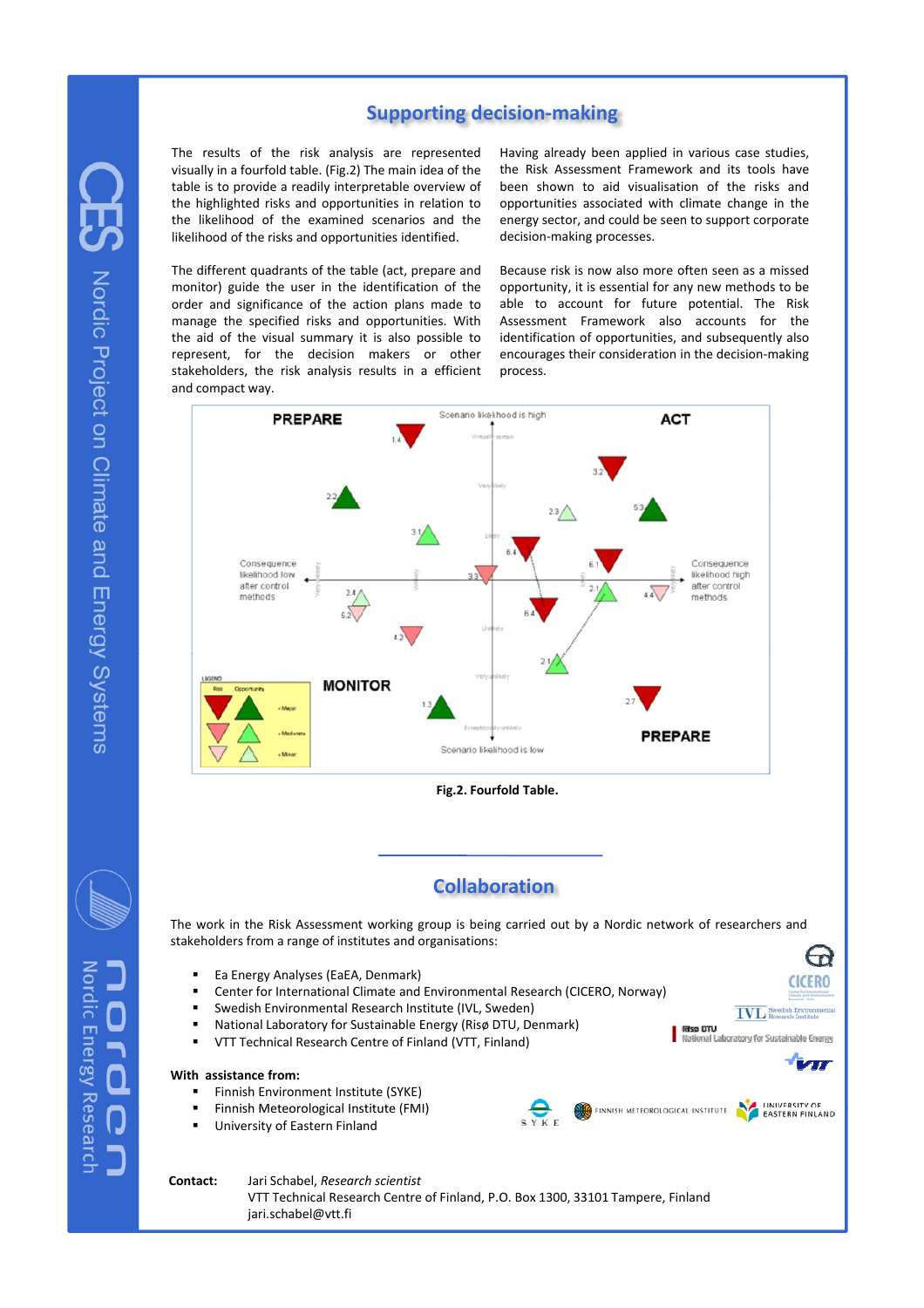## Supporting decision-making

The results of the risk analysis are represented visually in a fourfold table. (Fig.2) The main idea of the table is to provide a readily interpretable overview of the highlighted risks and opportunities in relation to the likelihood of the examined scenarios and the likelihood of the risks and opportunities identified.

The different quadrants of the table (act, prepare and monitor) guide the user in the identification of the order and significance of the action plans made to manage the specified risks and opportunities. With the aid of the visual summary it is also possible to represent, for the decision makers or other stakeholders, the risk analysis results in a efficient and compact way.

Having already been applied in various case studies, the Risk Assessment Framework and its tools have been shown to aid visualisation of the risks and opportunities associated with climate change in the energy sector, and could be seen to support corporate decision-making processes.

Because risk is now also more often seen as a missed opportunity, it is essential for any new methods to be able to account for future potential. The Risk Assessment Framework also accounts for the identification of opportunities, and subsequently also encourages their consideration in the decision-making process.

PREPARE
Scenario likelihood is high
ACT
Consequence likelihood low after control methods
Consequence likelihood high after control methods
MONITOR
PREPARE
Scenario likelihood is low
LEGEND
Risk Opportunity
Major
Moderate
Minor
1.4 2.2 3.1 3.2 2.3 5.3 6.4 6.1 3.3 2.1 4.4 2.4 5.2 6.4 4.2 2.1 1.3 2.7

**Fig.2. Fourfold Table.**

## Collaboration

The work in the Risk Assessment working group is being carried out by a Nordic network of researchers and stakeholders from a range of institutes and organisations:

- Ea Energy Analyses (EaEA, Denmark)
- Center for International Climate and Environmental Research (CICERO, Norway)
- Swedish Environmental Research Institute (IVL, Sweden)
- National Laboratory for Sustainable Energy (Risø DTU, Denmark)
- VTT Technical Research Centre of Finland (VTT, Finland)

**With assistance from:**

- Finnish Environment Institute (SYKE)
- Finnish Meteorological Institute (FMI)
- University of Eastern Finland

**Contact:** Jari Schabel, *Research scientist*
VTT Technical Research Centre of Finland, P.O. Box 1300, 33101 Tampere, Finland
jari.schabel@vtt.fi